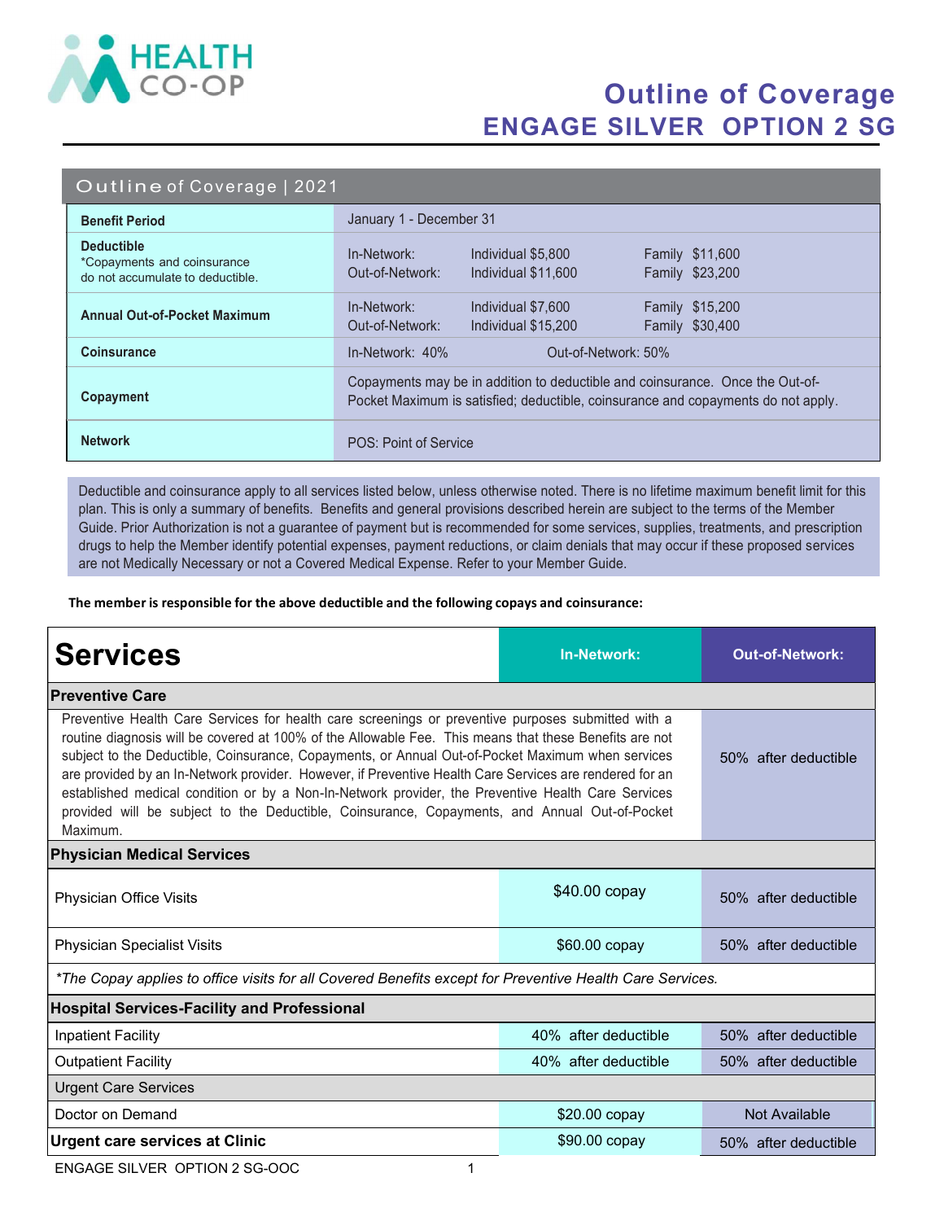HEALTH CO-OP

# Outline of Coverage
## ENGAGE SILVER OPTION 2 SG

### Outline of Coverage | 2021

| | | | |
|---|---|---|---|
| **Benefit Period** | January 1 - December 31 | | |
| **Deductible** *Copayments and coinsurance do not accumulate to deductible. | In-Network:<br>Out-of-Network: | Individual $5,800<br>Individual $11,600 | Family $11,600<br>Family $23,200 |
| **Annual Out-of-Pocket Maximum** | In-Network:<br>Out-of-Network: | Individual $7,600<br>Individual $15,200 | Family $15,200<br>Family $30,400 |
| **Coinsurance** | In-Network: 40% | Out-of-Network: 50% | |
| **Copayment** | Copayments may be in addition to deductible and coinsurance. Once the Out-of-Pocket Maximum is satisfied; deductible, coinsurance and copayments do not apply. | | |
| **Network** | POS: Point of Service | | |

Deductible and coinsurance apply to all services listed below, unless otherwise noted. There is no lifetime maximum benefit limit for this plan. This is only a summary of benefits. Benefits and general provisions described herein are subject to the terms of the Member Guide. Prior Authorization is not a guarantee of payment but is recommended for some services, supplies, treatments, and prescription drugs to help the Member identify potential expenses, payment reductions, or claim denials that may occur if these proposed services are not Medically Necessary or not a Covered Medical Expense. Refer to your Member Guide.

**The member is responsible for the above deductible and the following copays and coinsurance:**

| **Services** | **In-Network:** | **Out-of-Network:** |
|---|---|---|
| **Preventive Care** | | |
| Preventive Health Care Services for health care screenings or preventive purposes submitted with a routine diagnosis will be covered at 100% of the Allowable Fee. This means that these Benefits are not subject to the Deductible, Coinsurance, Copayments, or Annual Out-of-Pocket Maximum when services are provided by an In-Network provider. However, if Preventive Health Care Services are rendered for an established medical condition or by a Non-In-Network provider, the Preventive Health Care Services provided will be subject to the Deductible, Coinsurance, Copayments, and Annual Out-of-Pocket Maximum. | | 50% after deductible |
| **Physician Medical Services** | | |
| Physician Office Visits | $40.00 copay | 50% after deductible |
| Physician Specialist Visits | $60.00 copay | 50% after deductible |
| *\*The Copay applies to office visits for all Covered Benefits except for Preventive Health Care Services.* | | |
| **Hospital Services-Facility and Professional** | | |
| Inpatient Facility | 40% after deductible | 50% after deductible |
| Outpatient Facility | 40% after deductible | 50% after deductible |
| Urgent Care Services | | |
| Doctor on Demand | $20.00 copay | Not Available |
| **Urgent care services at Clinic** | $90.00 copay | 50% after deductible |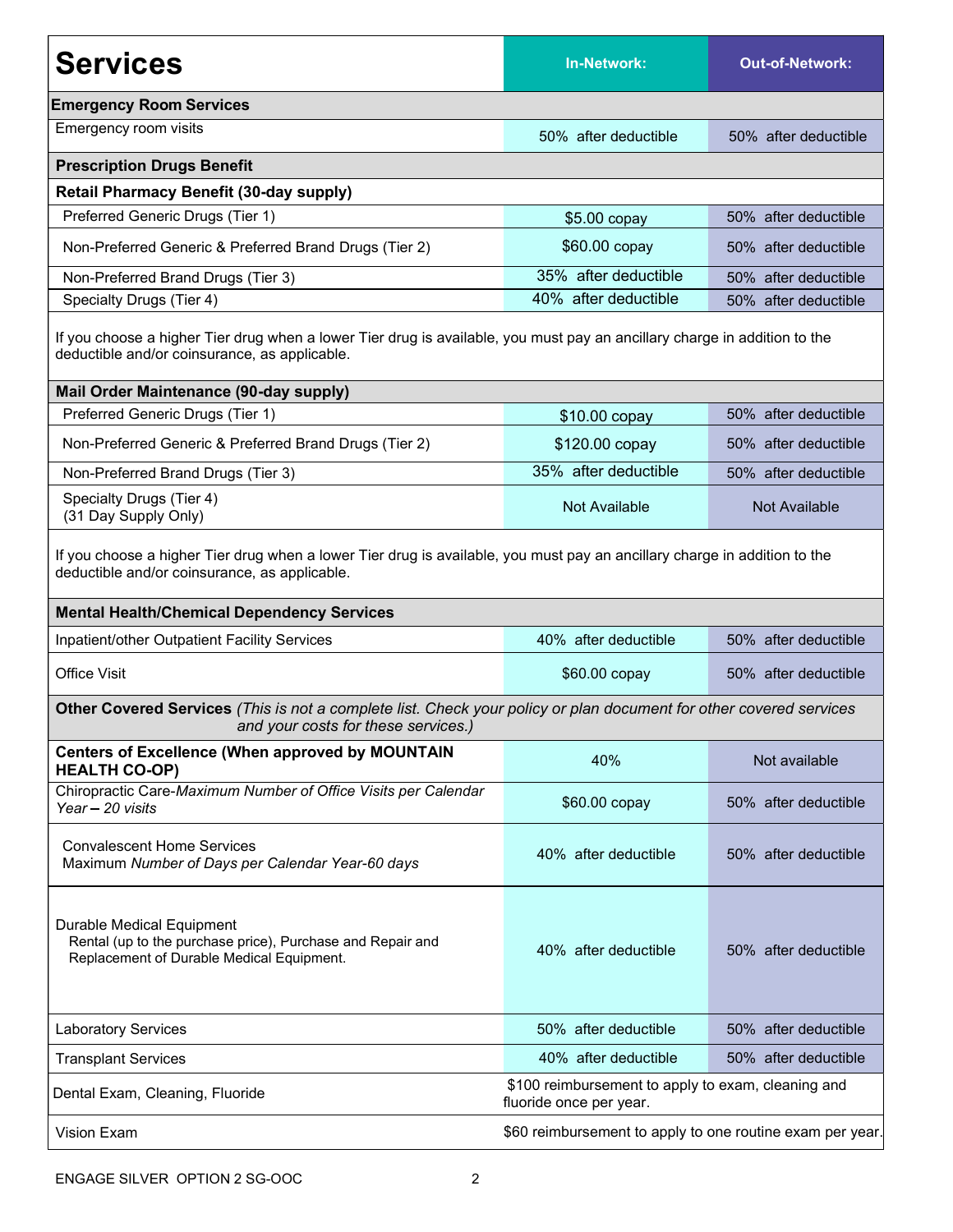| Services | In-Network: | Out-of-Network: |
|---|---|---|
| **Emergency Room Services** | | |
| Emergency room visits | 50% after deductible | 50% after deductible |
| **Prescription Drugs Benefit** | | |
| **Retail Pharmacy Benefit (30-day supply)** | | |
| Preferred Generic Drugs (Tier 1) | $5.00 copay | 50% after deductible |
| Non-Preferred Generic & Preferred Brand Drugs (Tier 2) | $60.00 copay | 50% after deductible |
| Non-Preferred Brand Drugs (Tier 3) | 35% after deductible | 50% after deductible |
| Specialty Drugs (Tier 4) | 40% after deductible | 50% after deductible |
| If you choose a higher Tier drug when a lower Tier drug is available, you must pay an ancillary charge in addition to the deductible and/or coinsurance, as applicable. | | |
| **Mail Order Maintenance (90-day supply)** | | |
| Preferred Generic Drugs (Tier 1) | $10.00 copay | 50% after deductible |
| Non-Preferred Generic & Preferred Brand Drugs (Tier 2) | $120.00 copay | 50% after deductible |
| Non-Preferred Brand Drugs (Tier 3) | 35% after deductible | 50% after deductible |
| Specialty Drugs (Tier 4) (31 Day Supply Only) | Not Available | Not Available |
| If you choose a higher Tier drug when a lower Tier drug is available, you must pay an ancillary charge in addition to the deductible and/or coinsurance, as applicable. | | |
| **Mental Health/Chemical Dependency Services** | | |
| Inpatient/other Outpatient Facility Services | 40% after deductible | 50% after deductible |
| Office Visit | $60.00 copay | 50% after deductible |
| **Other Covered Services** *(This is not a complete list. Check your policy or plan document for other covered services and your costs for these services.)* | | |
| **Centers of Excellence (When approved by MOUNTAIN HEALTH CO-OP)** | 40% | Not available |
| Chiropractic Care-*Maximum Number of Office Visits per Calendar Year – 20 visits* | $60.00 copay | 50% after deductible |
| Convalescent Home Services Maximum *Number of Days per Calendar Year-60 days* | 40% after deductible | 50% after deductible |
| Durable Medical Equipment Rental (up to the purchase price), Purchase and Repair and Replacement of Durable Medical Equipment. | 40% after deductible | 50% after deductible |
| Laboratory Services | 50% after deductible | 50% after deductible |
| Transplant Services | 40% after deductible | 50% after deductible |
| Dental Exam, Cleaning, Fluoride | $100 reimbursement to apply to exam, cleaning and fluoride once per year. | |
| Vision Exam | $60 reimbursement to apply to one routine exam per year. | |

ENGAGE SILVER OPTION 2 SG-OOC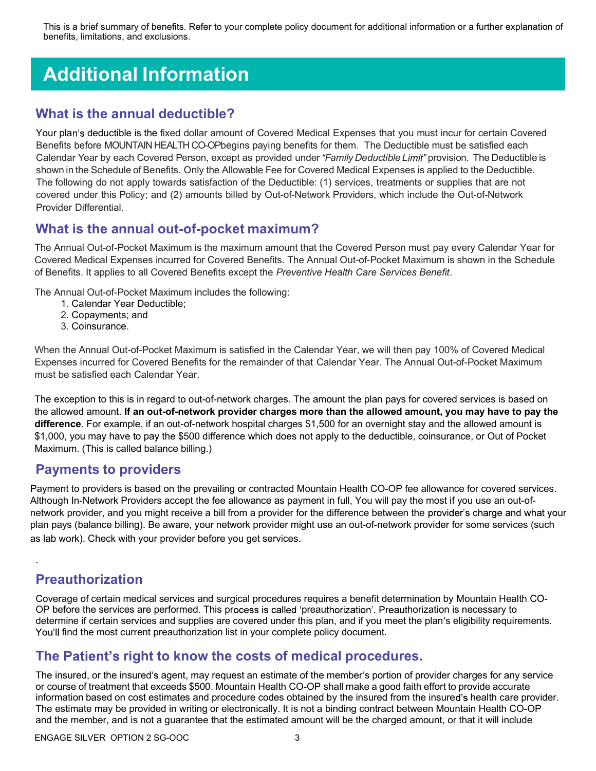This is a brief summary of benefits. Refer to your complete policy document for additional information or a further explanation of benefits, limitations, and exclusions.

# Additional Information

## What is the annual deductible?

Your plan's deductible is the fixed dollar amount of Covered Medical Expenses that you must incur for certain Covered Benefits before MOUNTAIN HEALTH CO-OPbegins paying benefits for them. The Deductible must be satisfied each Calendar Year by each Covered Person, except as provided under *"Family Deductible Limit"* provision. The Deductible is shown in the Schedule of Benefits. Only the Allowable Fee for Covered Medical Expenses is applied to the Deductible. The following do not apply towards satisfaction of the Deductible: (1) services, treatments or supplies that are not covered under this Policy; and (2) amounts billed by Out-of-Network Providers, which include the Out-of-Network Provider Differential.

## What is the annual out-of-pocket maximum?

The Annual Out-of-Pocket Maximum is the maximum amount that the Covered Person must pay every Calendar Year for Covered Medical Expenses incurred for Covered Benefits. The Annual Out-of-Pocket Maximum is shown in the Schedule of Benefits. It applies to all Covered Benefits except the *Preventive Health Care Services Benefit*.

The Annual Out-of-Pocket Maximum includes the following:

1. Calendar Year Deductible;
2. Copayments; and
3. Coinsurance.

When the Annual Out-of-Pocket Maximum is satisfied in the Calendar Year, we will then pay 100% of Covered Medical Expenses incurred for Covered Benefits for the remainder of that Calendar Year. The Annual Out-of-Pocket Maximum must be satisfied each Calendar Year.

The exception to this is in regard to out-of-network charges. The amount the plan pays for covered services is based on the allowed amount. **If an out-of-network provider charges more than the allowed amount, you may have to pay the difference**. For example, if an out-of-network hospital charges $1,500 for an overnight stay and the allowed amount is $1,000, you may have to pay the $500 difference which does not apply to the deductible, coinsurance, or Out of Pocket Maximum. (This is called balance billing.)

## Payments to providers

Payment to providers is based on the prevailing or contracted Mountain Health CO-OP fee allowance for covered services. Although In-Network Providers accept the fee allowance as payment in full, You will pay the most if you use an out-of-network provider, and you might receive a bill from a provider for the difference between the provider's charge and what your plan pays (balance billing). Be aware, your network provider might use an out-of-network provider for some services (such as lab work). Check with your provider before you get services.

.

## Preauthorization

Coverage of certain medical services and surgical procedures requires a benefit determination by Mountain Health CO-OP before the services are performed. This process is called 'preauthorization'. Preauthorization is necessary to determine if certain services and supplies are covered under this plan, and if you meet the plan's eligibility requirements. You'll find the most current preauthorization list in your complete policy document.

## The Patient's right to know the costs of medical procedures.

The insured, or the insured's agent, may request an estimate of the member's portion of provider charges for any service or course of treatment that exceeds $500. Mountain Health CO-OP shall make a good faith effort to provide accurate information based on cost estimates and procedure codes obtained by the insured from the insured's health care provider. The estimate may be provided in writing or electronically. It is not a binding contract between Mountain Health CO-OP and the member, and is not a guarantee that the estimated amount will be the charged amount, or that it will include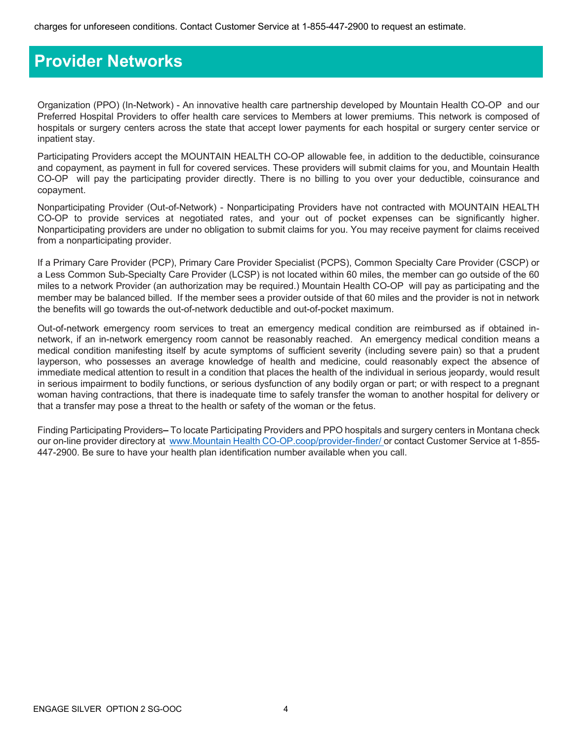charges for unforeseen conditions. Contact Customer Service at 1-855-447-2900 to request an estimate.

# Provider Networks

Organization (PPO) (In-Network) - An innovative health care partnership developed by Mountain Health CO-OP and our Preferred Hospital Providers to offer health care services to Members at lower premiums. This network is composed of hospitals or surgery centers across the state that accept lower payments for each hospital or surgery center service or inpatient stay.

Participating Providers accept the MOUNTAIN HEALTH CO-OP allowable fee, in addition to the deductible, coinsurance and copayment, as payment in full for covered services. These providers will submit claims for you, and Mountain Health CO-OP will pay the participating provider directly. There is no billing to you over your deductible, coinsurance and copayment.

Nonparticipating Provider (Out-of-Network) - Nonparticipating Providers have not contracted with MOUNTAIN HEALTH CO-OP to provide services at negotiated rates, and your out of pocket expenses can be significantly higher. Nonparticipating providers are under no obligation to submit claims for you. You may receive payment for claims received from a nonparticipating provider.

If a Primary Care Provider (PCP), Primary Care Provider Specialist (PCPS), Common Specialty Care Provider (CSCP) or a Less Common Sub-Specialty Care Provider (LCSP) is not located within 60 miles, the member can go outside of the 60 miles to a network Provider (an authorization may be required.) Mountain Health CO-OP will pay as participating and the member may be balanced billed. If the member sees a provider outside of that 60 miles and the provider is not in network the benefits will go towards the out-of-network deductible and out-of-pocket maximum.

Out-of-network emergency room services to treat an emergency medical condition are reimbursed as if obtained in-network, if an in-network emergency room cannot be reasonably reached. An emergency medical condition means a medical condition manifesting itself by acute symptoms of sufficient severity (including severe pain) so that a prudent layperson, who possesses an average knowledge of health and medicine, could reasonably expect the absence of immediate medical attention to result in a condition that places the health of the individual in serious jeopardy, would result in serious impairment to bodily functions, or serious dysfunction of any bodily organ or part; or with respect to a pregnant woman having contractions, that there is inadequate time to safely transfer the woman to another hospital for delivery or that a transfer may pose a threat to the health or safety of the woman or the fetus.

Finding Participating Providers– To locate Participating Providers and PPO hospitals and surgery centers in Montana check our on-line provider directory at www.Mountain Health CO-OP.coop/provider-finder/ or contact Customer Service at 1-855-447-2900. Be sure to have your health plan identification number available when you call.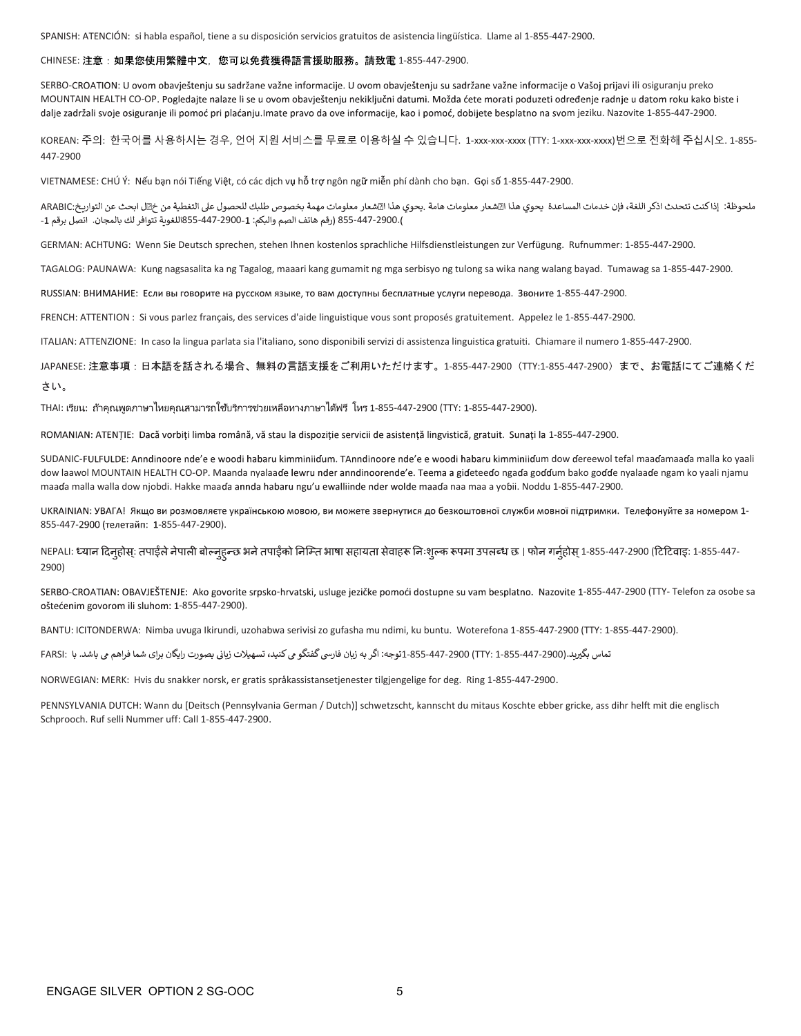SPANISH: ATENCIÓN: si habla español, tiene a su disposición servicios gratuitos de asistencia lingüística. Llame al 1-855-447-2900.

CHINESE: 注意：如果您使用繁體中文，您可以免費獲得語言援助服務。請致電 1-855-447-2900.

SERBO-CROATION: U ovom obavještenju su sadržane važne informacije. U ovom obavještenju su sadržane važne informacije o Vašoj prijavi ili osiguranju preko MOUNTAIN HEALTH CO-OP. Pogledajte nalaze li se u ovom obavještenju nekiključni datumi. Možda ćete morati poduzeti određenje radnje u datom roku kako biste i dalje zadržali svoje osiguranje ili pomoć pri plaćanju.Imate pravo da ove informacije, kao i pomoć, dobijete besplatno na svom jeziku. Nazovite 1-855-447-2900.

KOREAN: 주의: 한국어를 사용하시는 경우, 언어 지원 서비스를 무료로 이용하실 수 있습니다. 1-xxx-xxx-xxxx (TTY: 1-xxx-xxx-xxxx)번으로 전화해 주십시오. 1-855-447-2900

VIETNAMESE: CHÚ Ý: Nếu bạn nói Tiếng Việt, có các dịch vụ hỗ trợ ngôn ngữ miễn phí dành cho bạn. Gọi số 1-855-447-2900.

ARABIC: ملحوظة: إذا كنت تتحدث اذكر اللغة، فإن خدمات المساعدة يحوي هذا الإشعار معلومات هامة. يحوي هذا الإشعار معلومات مهمة بخصوص طلبك للحصول على التغطية من خلال ابحث عن التواريخ اللغوية تتوافر لك بالمجان. اتصل برقم 1-855-447-2900 (رقم هاتف الصم والبكم: 1-855-447-2900).

GERMAN: ACHTUNG: Wenn Sie Deutsch sprechen, stehen Ihnen kostenlos sprachliche Hilfsdienstleistungen zur Verfügung. Rufnummer: 1-855-447-2900.

TAGALOG: PAUNAWA: Kung nagsasalita ka ng Tagalog, maaari kang gumamit ng mga serbisyo ng tulong sa wika nang walang bayad. Tumawag sa 1-855-447-2900.

RUSSIAN: ВНИМАНИЕ: Если вы говорите на русском языке, то вам доступны бесплатные услуги перевода. Звоните 1-855-447-2900.

FRENCH: ATTENTION : Si vous parlez français, des services d'aide linguistique vous sont proposés gratuitement. Appelez le 1-855-447-2900.

ITALIAN: ATTENZIONE: In caso la lingua parlata sia l'italiano, sono disponibili servizi di assistenza linguistica gratuiti. Chiamare il numero 1-855-447-2900.

JAPANESE: 注意事項：日本語を話される場合、無料の言語支援をご利用いただけます。1-855-447-2900（TTY:1-855-447-2900）まで、お電話にてご連絡ください。

THAI: เรียน: ถ้าคุณพูดภาษาไทยคุณสามารถใช้บริการช่วยเหลือทางภาษาได้ฟรี โทร 1-855-447-2900 (TTY: 1-855-447-2900).

ROMANIAN: ATENȚIE: Dacă vorbiți limba română, vă stau la dispoziție servicii de asistență lingvistică, gratuit. Sunați la 1-855-447-2900.

SUDANIC-FULFULDE: Anndinoore nde'e e woodi habaru kimminiiɗum. TAnndinoore nde'e e woodi habaru kimminiiɗum dow ɗereewol tefal maaɗamaaɗa malla ko yaali dow laawol MOUNTAIN HEALTH CO-OP. Maanda nyalaaɗe lewru nder anndinoorende'e. Teema a giɗeteeɗo ngaɗa goɗɗum bako goɗɗe nyalaaɗe ngam ko yaali njamu maaɗa malla walla dow njobdi. Hakke maaɗa annda habaru ngu'u ewalliinde nder wolde maaɗa naa maa a yoɓii. Noddu 1-855-447-2900.

UKRAINIAN: УВАГА! Якщо ви розмовляєте українською мовою, ви можете звернутися до безкоштовної служби мовної підтримки. Телефонуйте за номером 1-855-447-2900 (телетайп: 1-855-447-2900).

NEPALI: ध्यान दिनुहोस्: तपाईंले नेपाली बोल्नुहुन्छ भने तपाईंको निम्ति भाषा सहायता सेवाहरू निःशुल्क रूपमा उपलब्ध छ । फोन गर्नुहोस् 1-855-447-2900 (टिटिवाइ: 1-855-447-2900)

SERBO-CROATIAN: OBAVJEŠTENJE: Ako govorite srpsko-hrvatski, usluge jezičke pomoći dostupne su vam besplatno. Nazovite 1-855-447-2900 (TTY- Telefon za osobe sa oštećenim govorom ili sluhom: 1-855-447-2900).

BANTU: ICITONDERWA: Nimba uvuga Ikirundi, uzohabwa serivisi zo gufasha mu ndimi, ku buntu. Woterefona 1-855-447-2900 (TTY: 1-855-447-2900).

FARSI: توجه: اگر به زبان فارسی گفتگو می کنید، تسهیلات زبانی بصورت رایگان برای شما فراهم می باشد. با 1-855-447-2900 (TTY: 1-855-447-2900) تماس بگیرید.

NORWEGIAN: MERK: Hvis du snakker norsk, er gratis språkassistansetjenester tilgjengelige for deg. Ring 1-855-447-2900.

PENNSYLVANIA DUTCH: Wann du [Deitsch (Pennsylvania German / Dutch)] schwetzscht, kannscht du mitaus Koschte ebber gricke, ass dihr helft mit die englisch Schprooch. Ruf selli Nummer uff: Call 1-855-447-2900.